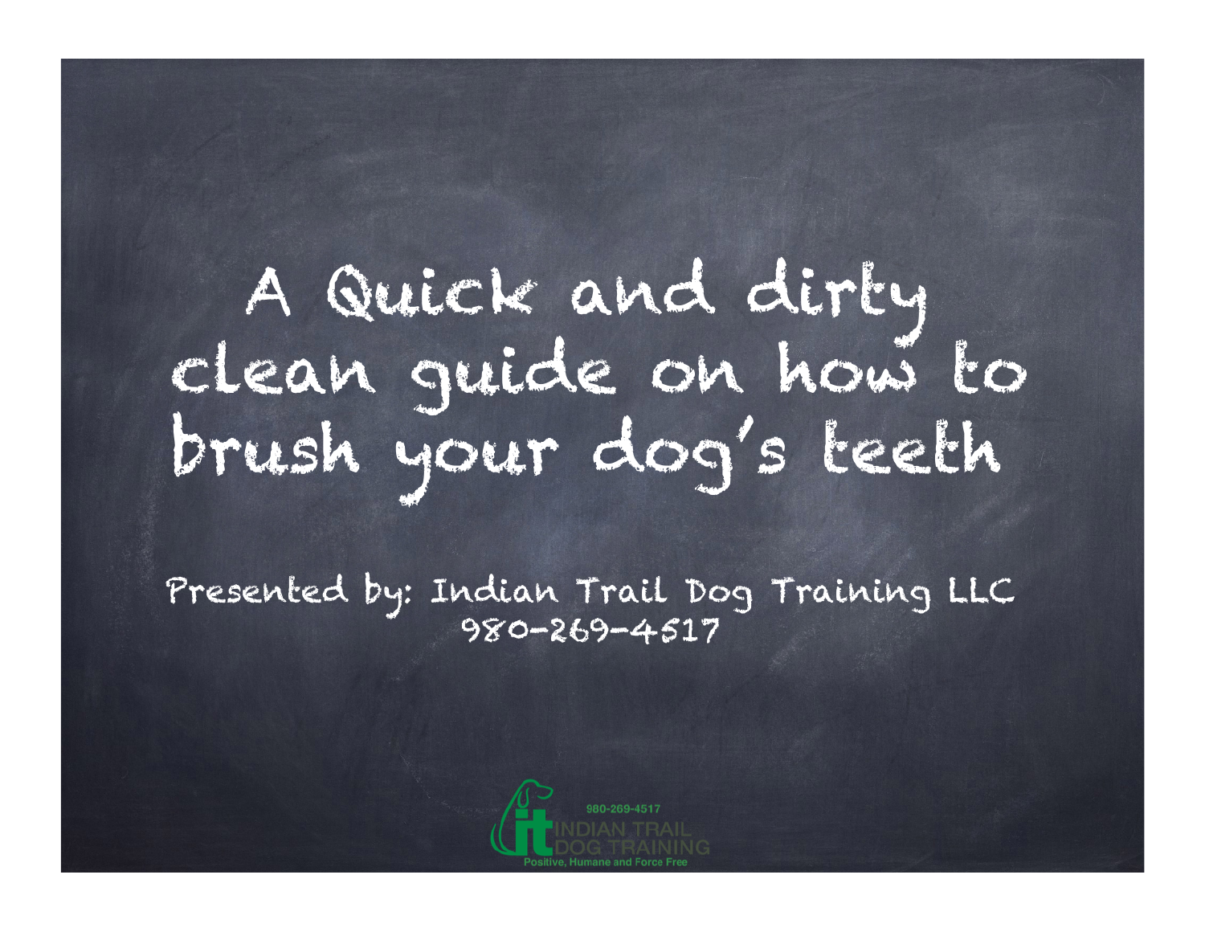# A Quick and dirty clean guide on how to brush your dog's teeth

Presented by: Indian Trail Dog Training LLC
980-269-4517

980-269-4517
INDIAN TRAIL
DOG TRAINING
Positive, Humane and Force Free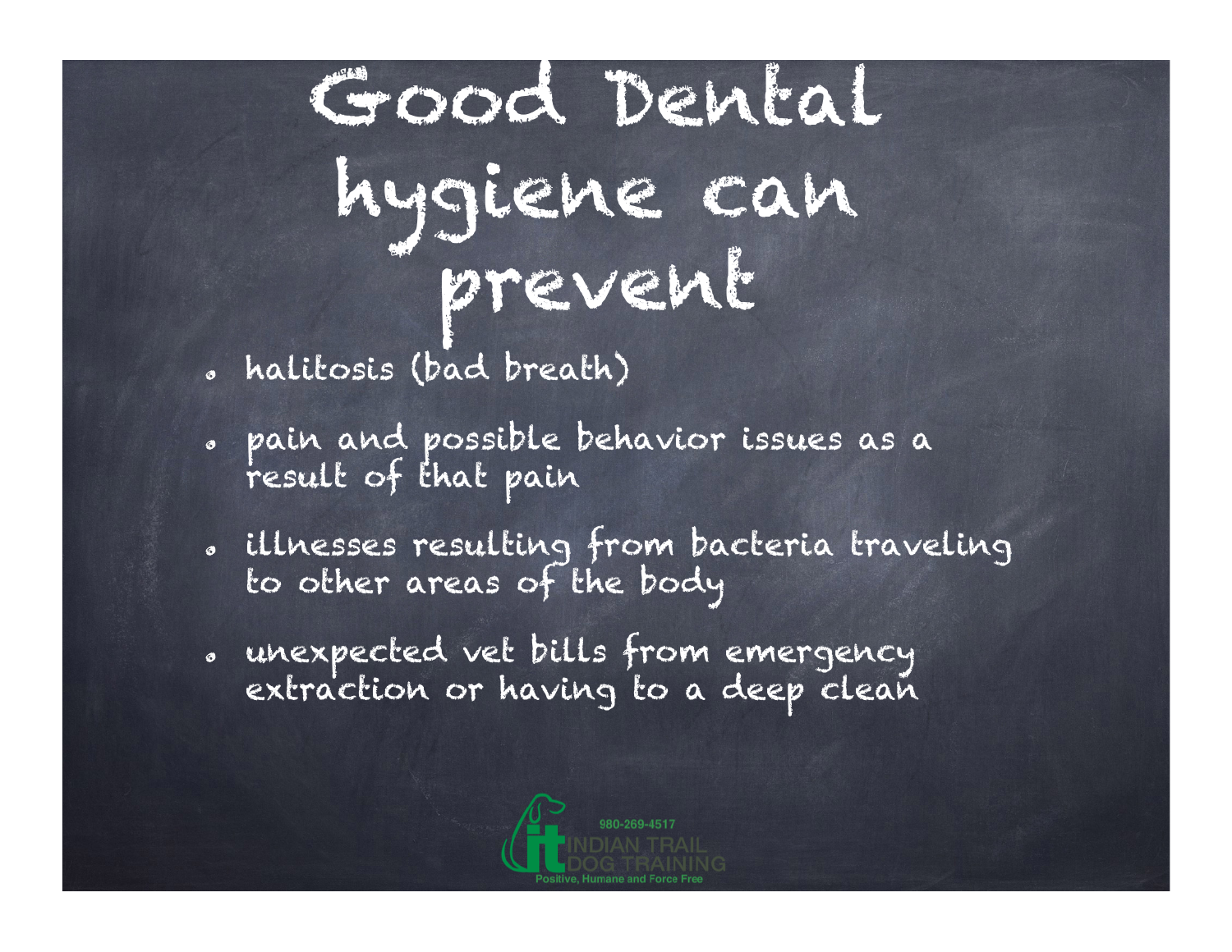# Good Dental hygiene can prevent

- halitosis (bad breath)
- pain and possible behavior issues as a result of that pain
- illnesses resulting from bacteria traveling to other areas of the body
- unexpected vet bills from emergency extraction or having to a deep clean

980-269-4517
INDIAN TRAIL DOG TRAINING
Positive, Humane and Force Free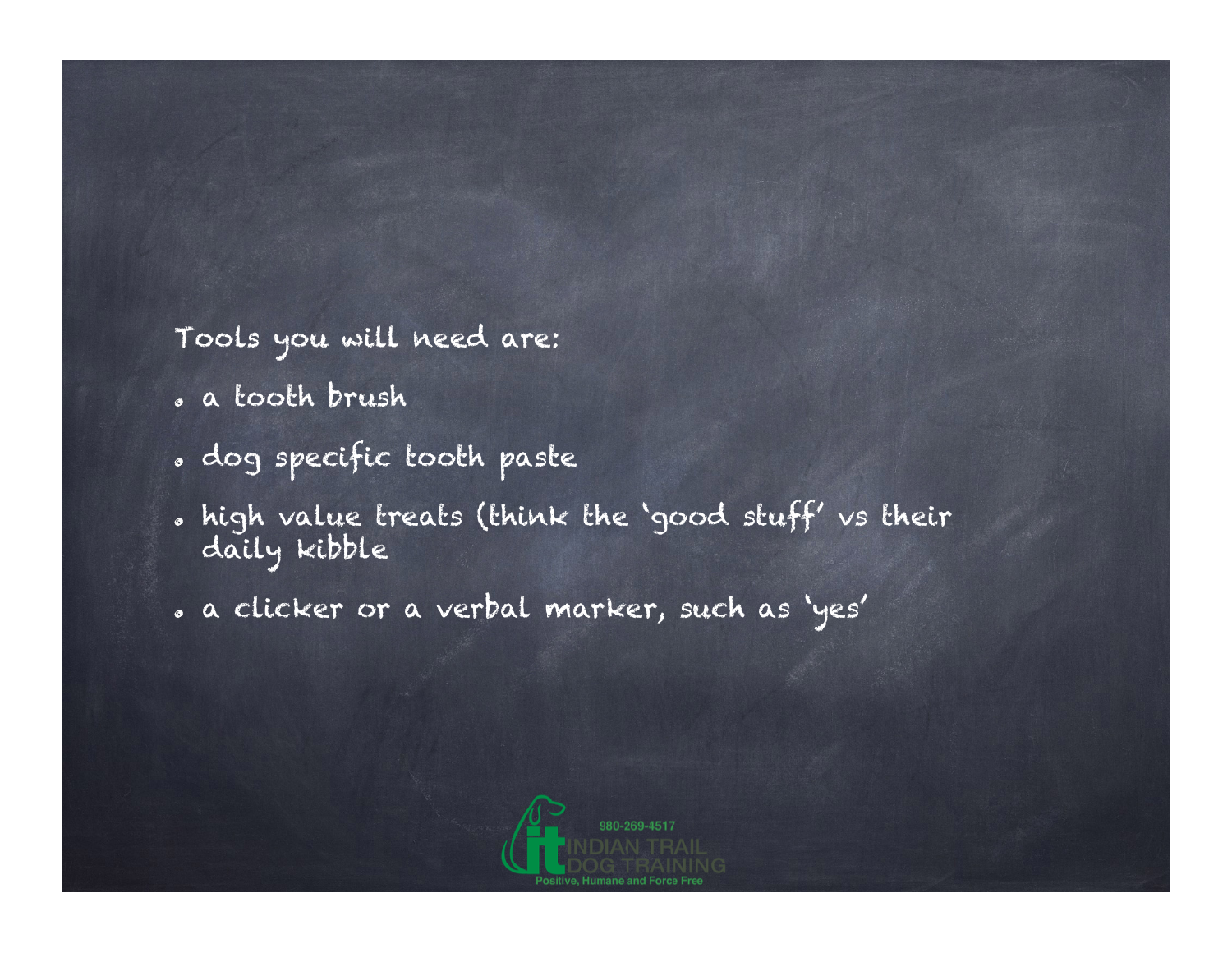Tools you will need are:

- a tooth brush
- dog specific tooth paste
- high value treats (think the 'good stuff' vs their daily kibble
- a clicker or a verbal marker, such as 'yes'

980-269-4517
INDIAN TRAIL DOG TRAINING
Positive, Humane and Force Free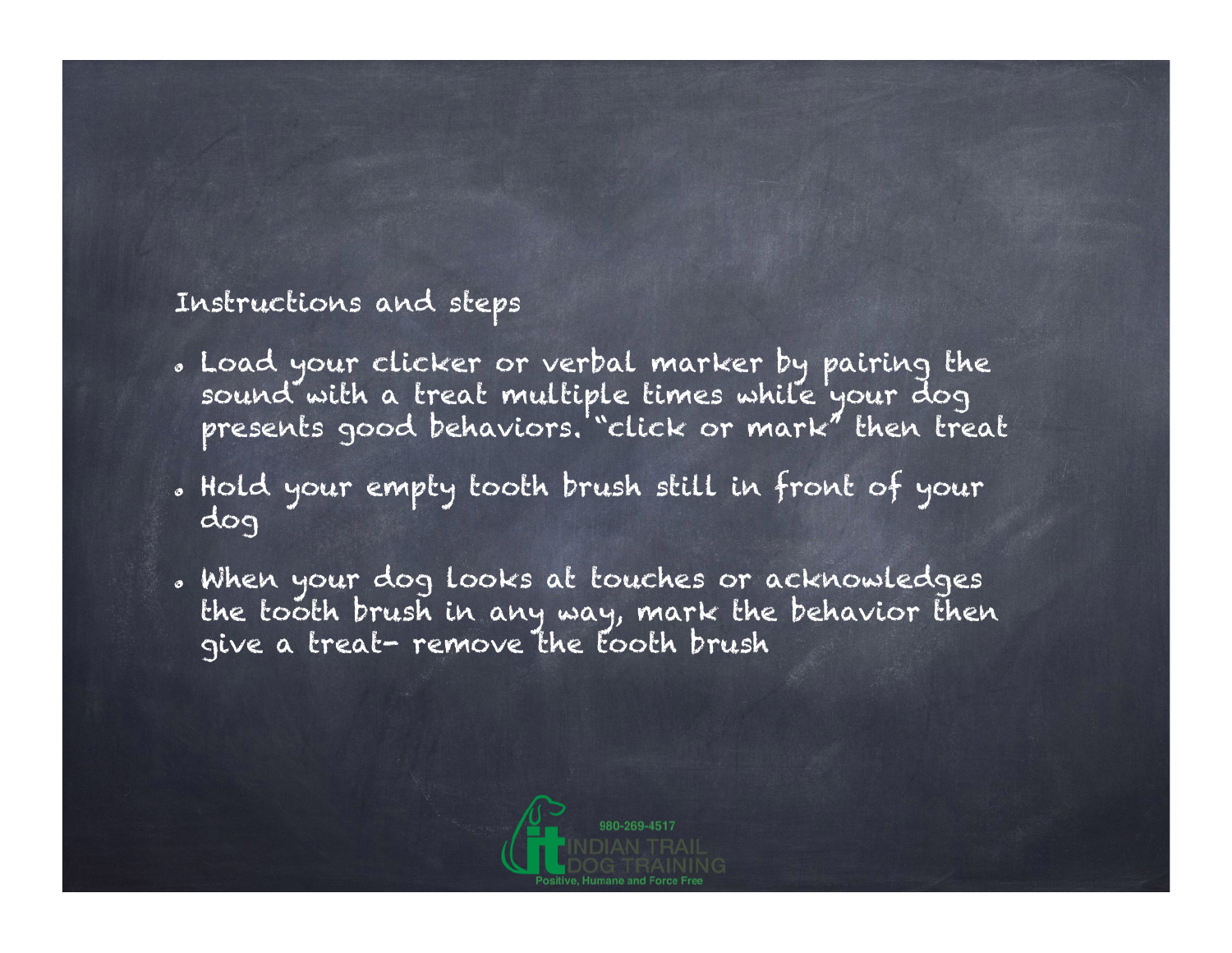Instructions and steps

- Load your clicker or verbal marker by pairing the sound with a treat multiple times while your dog presents good behaviors. "click or mark" then treat
- Hold your empty tooth brush still in front of your dog
- When your dog looks at touches or acknowledges the tooth brush in any way, mark the behavior then give a treat- remove the tooth brush

980-269-4517

INDIAN TRAIL DOG TRAINING

Positive, Humane and Force Free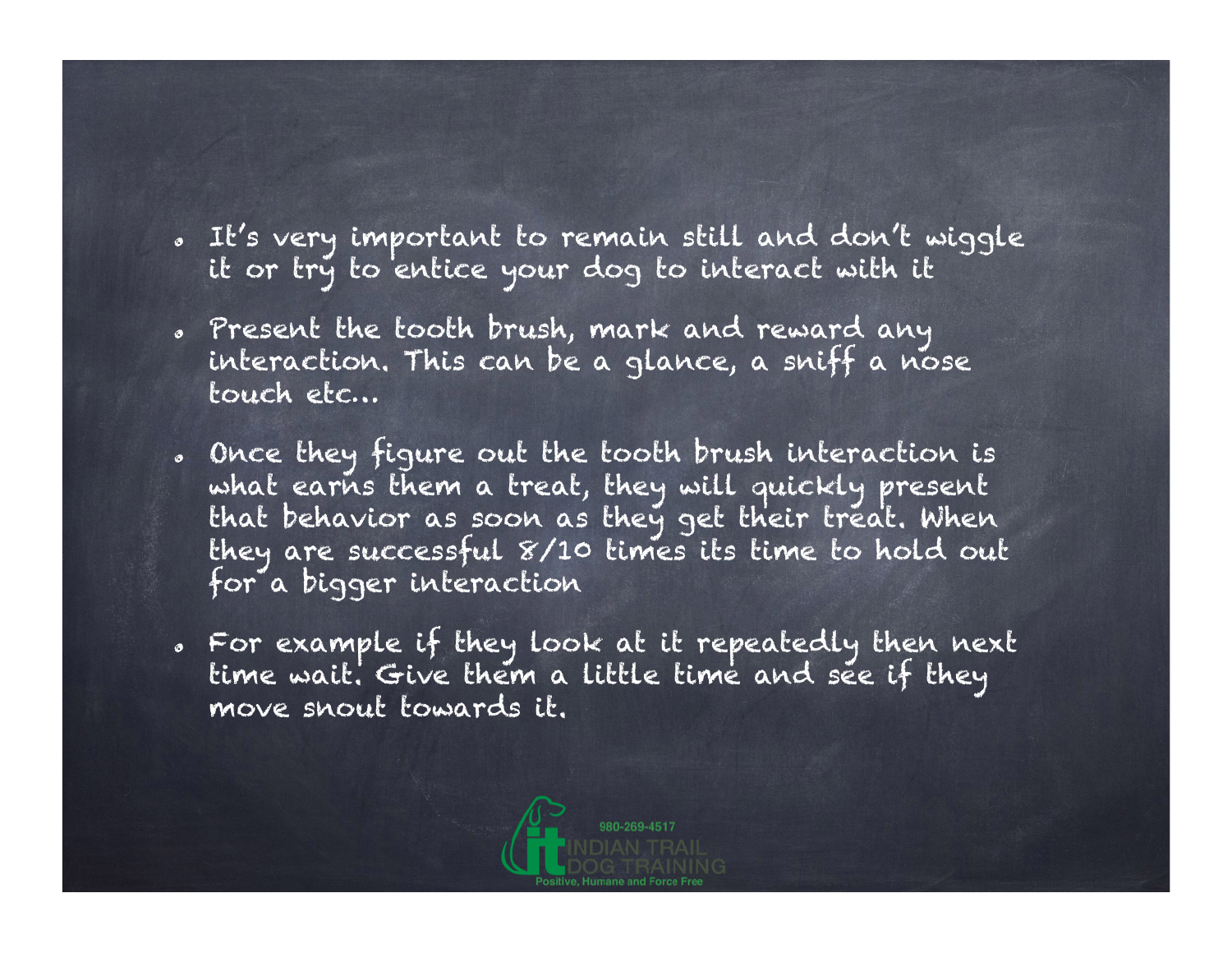- It's very important to remain still and don't wiggle it or try to entice your dog to interact with it
- Present the tooth brush, mark and reward any interaction. This can be a glance, a sniff a nose touch etc…
- Once they figure out the tooth brush interaction is what earns them a treat, they will quickly present that behavior as soon as they get their treat. When they are successful 8/10 times its time to hold out for a bigger interaction
- For example if they look at it repeatedly then next time wait. Give them a little time and see if they move snout towards it.

980-269-4517
INDIAN TRAIL DOG TRAINING
Positive, Humane and Force Free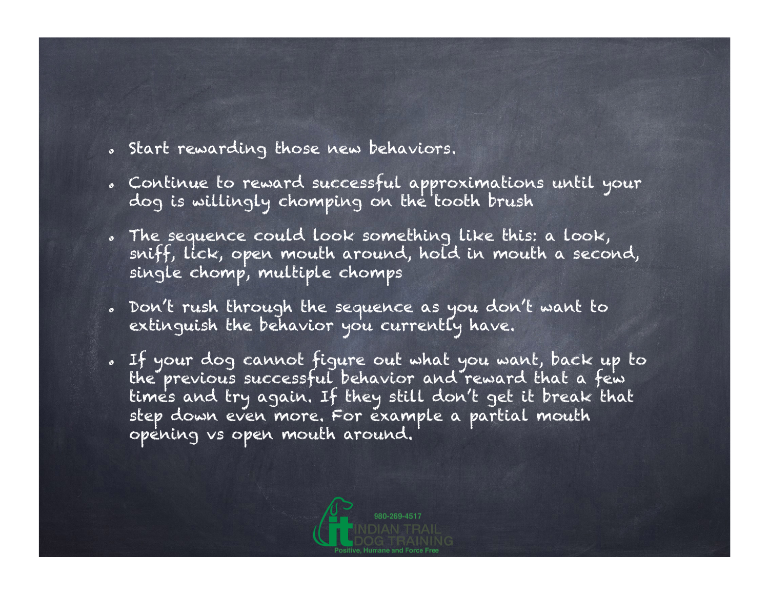- Start rewarding those new behaviors.
- Continue to reward successful approximations until your dog is willingly chomping on the tooth brush
- The sequence could look something like this: a look, sniff, lick, open mouth around, hold in mouth a second, single chomp, multiple chomps
- Don't rush through the sequence as you don't want to extinguish the behavior you currently have.
- If your dog cannot figure out what you want, back up to the previous successful behavior and reward that a few times and try again. If they still don't get it break that step down even more. For example a partial mouth opening vs open mouth around.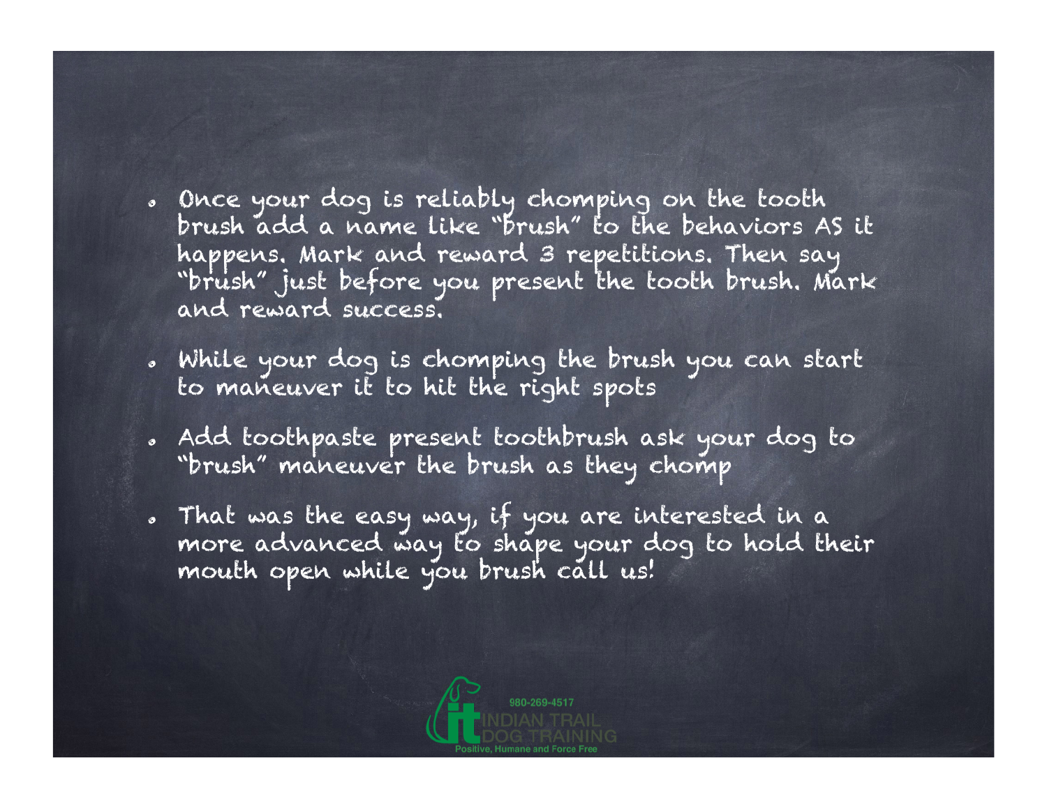- Once your dog is reliably chomping on the tooth brush add a name like "brush" to the behaviors AS it happens. Mark and reward 3 repetitions. Then say "brush" just before you present the tooth brush. Mark and reward success.
- While your dog is chomping the brush you can start to maneuver it to hit the right spots
- Add toothpaste present toothbrush ask your dog to "brush" maneuver the brush as they chomp
- That was the easy way, if you are interested in a more advanced way to shape your dog to hold their mouth open while you brush call us!

980-269-4517
INDIAN TRAIL DOG TRAINING
Positive, Humane and Force Free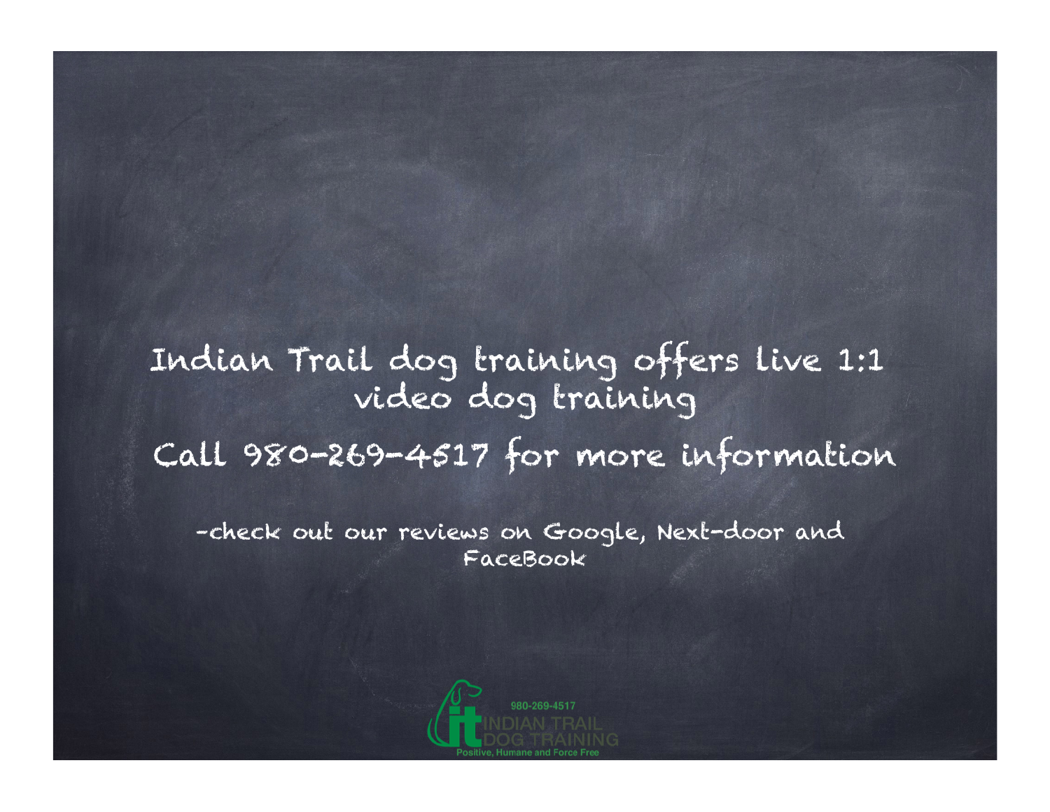Indian Trail dog training offers live 1:1 video dog training

Call 980-269-4517 for more information

-check out our reviews on Google, Next-door and FaceBook

980-269-4517
INDIAN TRAIL
DOG TRAINING
Positive, Humane and Force Free